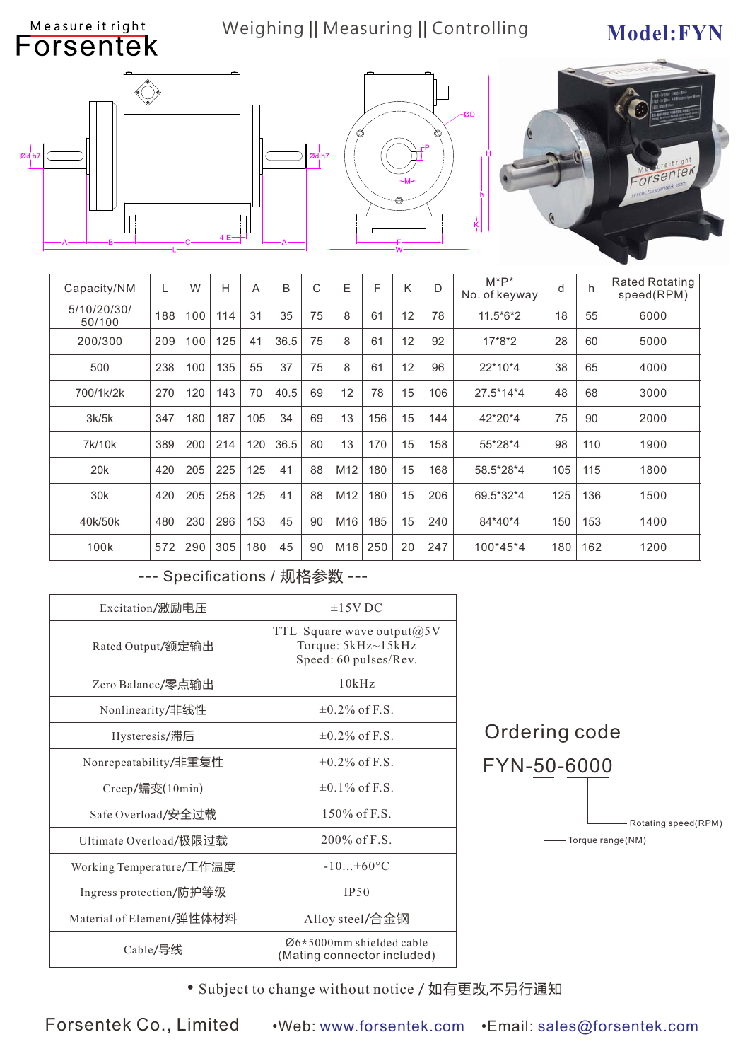Measure it right

Forsentek

Weighing || Measuring || Controlling

**Model:FYN**

| Capacity/NM | L | W | H | A | B | C | E | F | K | D | M*P* No. of keyway | d | h | Rated Rotating speed(RPM) |
|---|---|---|---|---|---|---|---|---|---|---|---|---|---|---|
| 5/10/20/30/ 50/100 | 188 | 100 | 114 | 31 | 35 | 75 | 8 | 61 | 12 | 78 | 11.5*6*2 | 18 | 55 | 6000 |
| 200/300 | 209 | 100 | 125 | 41 | 36.5 | 75 | 8 | 61 | 12 | 92 | 17*8*2 | 28 | 60 | 5000 |
| 500 | 238 | 100 | 135 | 55 | 37 | 75 | 8 | 61 | 12 | 96 | 22*10*4 | 38 | 65 | 4000 |
| 700/1k/2k | 270 | 120 | 143 | 70 | 40.5 | 69 | 12 | 78 | 15 | 106 | 27.5*14*4 | 48 | 68 | 3000 |
| 3k/5k | 347 | 180 | 187 | 105 | 34 | 69 | 13 | 156 | 15 | 144 | 42*20*4 | 75 | 90 | 2000 |
| 7k/10k | 389 | 200 | 214 | 120 | 36.5 | 80 | 13 | 170 | 15 | 158 | 55*28*4 | 98 | 110 | 1900 |
| 20k | 420 | 205 | 225 | 125 | 41 | 88 | M12 | 180 | 15 | 168 | 58.5*28*4 | 105 | 115 | 1800 |
| 30k | 420 | 205 | 258 | 125 | 41 | 88 | M12 | 180 | 15 | 206 | 69.5*32*4 | 125 | 136 | 1500 |
| 40k/50k | 480 | 230 | 296 | 153 | 45 | 90 | M16 | 185 | 15 | 240 | 84*40*4 | 150 | 153 | 1400 |
| 100k | 572 | 290 | 305 | 180 | 45 | 90 | M16 | 250 | 20 | 247 | 100*45*4 | 180 | 162 | 1200 |

## --- Specifications / 规格参数 ---

| Excitation/激励电压 | ±15V DC |
|---|---|
| Rated Output/额定输出 | TTL Square wave output@5V Torque: 5kHz~15kHz Speed: 60 pulses/Rev. |
| Zero Balance/零点输出 | 10kHz |
| Nonlinearity/非线性 | ±0.2% of F.S. |
| Hysteresis/滞后 | ±0.2% of F.S. |
| Nonrepeatability/非重复性 | ±0.2% of F.S. |
| Creep/蠕变(10min) | ±0.1% of F.S. |
| Safe Overload/安全过载 | 150% of F.S. |
| Ultimate Overload/极限过载 | 200% of F.S. |
| Working Temperature/工作温度 | -10...+60°C |
| Ingress protection/防护等级 | IP50 |
| Material of Element/弹性体材料 | Alloy steel/合金钢 |
| Cable/导线 | Ø6*5000mm shielded cable (Mating connector included) |

## Ordering code

FYN-50-6000

- 50: Torque range(NM)
- 6000: Rotating speed(RPM)

• Subject to change without notice / 如有更改,不另行通知

Forsentek Co., Limited •Web: www.forsentek.com •Email: sales@forsentek.com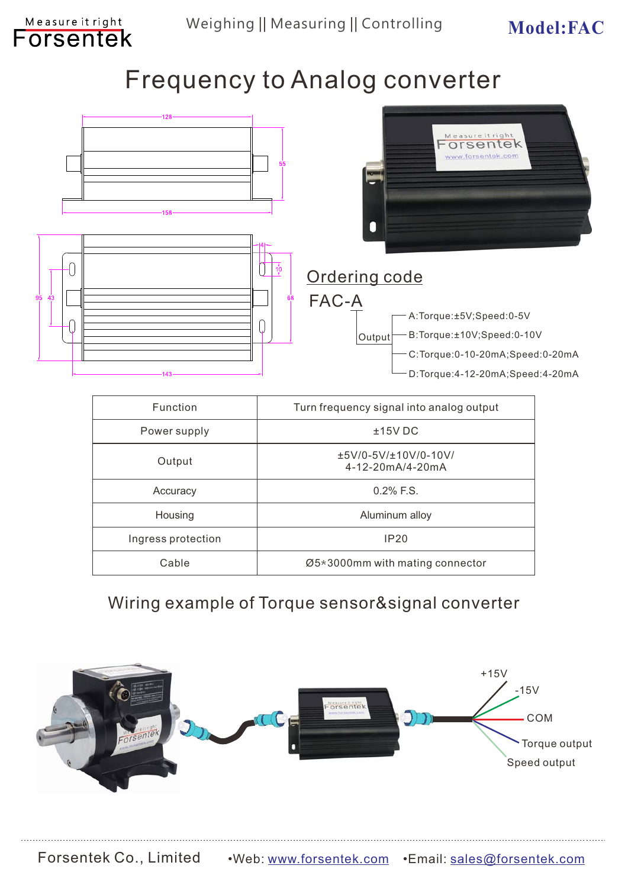Measure it right
Forsentek

Weighing || Measuring || Controlling

**Model:FAC**

# Frequency to Analog converter

128
55
158
14
10
95
43
68
143

## Ordering code

FAC-A

Output

- A:Torque:±5V;Speed:0-5V
- B:Torque:±10V;Speed:0-10V
- C:Torque:0-10-20mA;Speed:0-20mA
- D:Torque:4-12-20mA;Speed:4-20mA

| | |
|---|---|
| Function | Turn frequency signal into analog output |
| Power supply | ±15V DC |
| Output | ±5V/0-5V/±10V/0-10V/<br>4-12-20mA/4-20mA |
| Accuracy | 0.2% F.S. |
| Housing | Aluminum alloy |
| Ingress protection | IP20 |
| Cable | Ø5*3000mm with mating connector |

## Wiring example of Torque sensor&signal converter

+15V
-15V
COM
Torque output
Speed output

Forsentek Co., Limited •Web: www.forsentek.com •Email: sales@forsentek.com